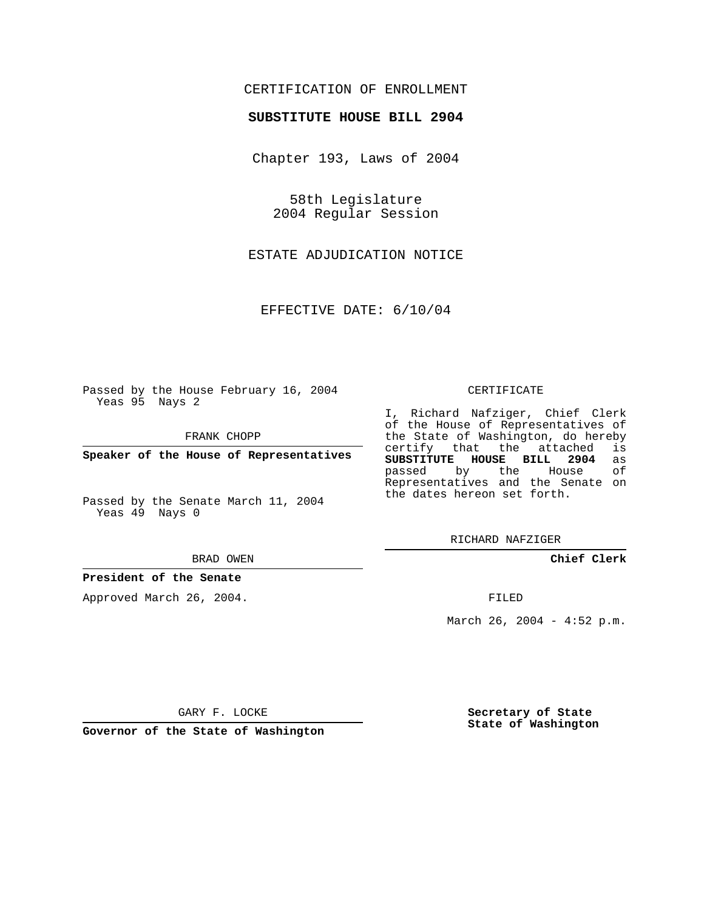CERTIFICATION OF ENROLLMENT

**SUBSTITUTE HOUSE BILL 2904**

Chapter 193, Laws of 2004

58th Legislature
2004 Regular Session

ESTATE ADJUDICATION NOTICE

EFFECTIVE DATE: 6/10/04

Passed by the House February 16, 2004
Yeas 95 Nays 2

FRANK CHOPP

**Speaker of the House of Representatives**

Passed by the Senate March 11, 2004
Yeas 49 Nays 0

BRAD OWEN

**President of the Senate**

Approved March 26, 2004.

GARY F. LOCKE

**Governor of the State of Washington**

CERTIFICATE

I, Richard Nafziger, Chief Clerk of the House of Representatives of the State of Washington, do hereby certify that the attached is **SUBSTITUTE HOUSE BILL 2904** as passed by the House of Representatives and the Senate on the dates hereon set forth.

RICHARD NAFZIGER

**Chief Clerk**

FILED

March 26, 2004 - 4:52 p.m.

**Secretary of State**
**State of Washington**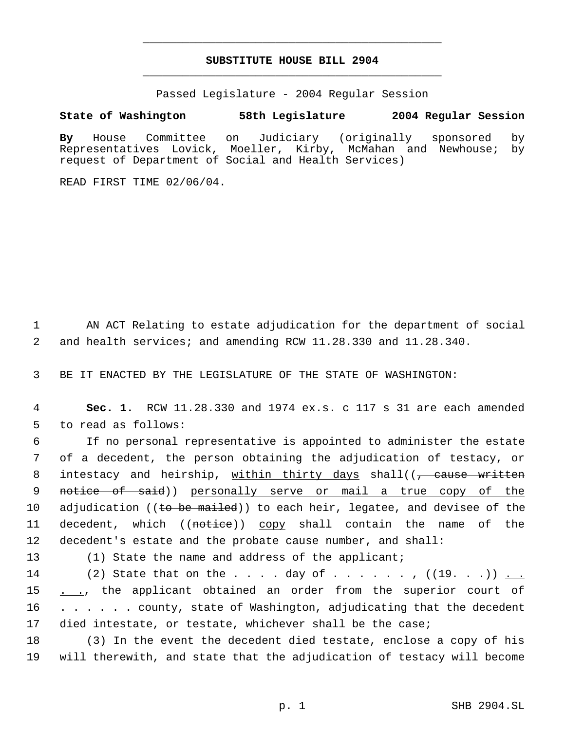**SUBSTITUTE HOUSE BILL 2904**

Passed Legislature - 2004 Regular Session

**State of Washington 58th Legislature 2004 Regular Session**

**By** House Committee on Judiciary (originally sponsored by Representatives Lovick, Moeller, Kirby, McMahan and Newhouse; by request of Department of Social and Health Services)

READ FIRST TIME 02/06/04.

AN ACT Relating to estate adjudication for the department of social and health services; and amending RCW 11.28.330 and 11.28.340.

BE IT ENACTED BY THE LEGISLATURE OF THE STATE OF WASHINGTON:

**Sec. 1.** RCW 11.28.330 and 1974 ex.s. c 117 s 31 are each amended to read as follows:

If no personal representative is appointed to administer the estate of a decedent, the person obtaining the adjudication of testacy, or intestacy and heirship, <u>within thirty days</u> shall((~~, cause written notice of said~~)) <u>personally serve or mail a true copy of the</u> adjudication ((~~to be mailed~~)) to each heir, legatee, and devisee of the decedent, which ((~~notice~~)) <u>copy</u> shall contain the name of the decedent's estate and the probate cause number, and shall:

(1) State the name and address of the applicant;

(2) State that on the . . . . day of . . . . . . . , ((~~19. . . .~~)) <u>. . . .</u>, the applicant obtained an order from the superior court of . . . . . . county, state of Washington, adjudicating that the decedent died intestate, or testate, whichever shall be the case;

(3) In the event the decedent died testate, enclose a copy of his will therewith, and state that the adjudication of testacy will become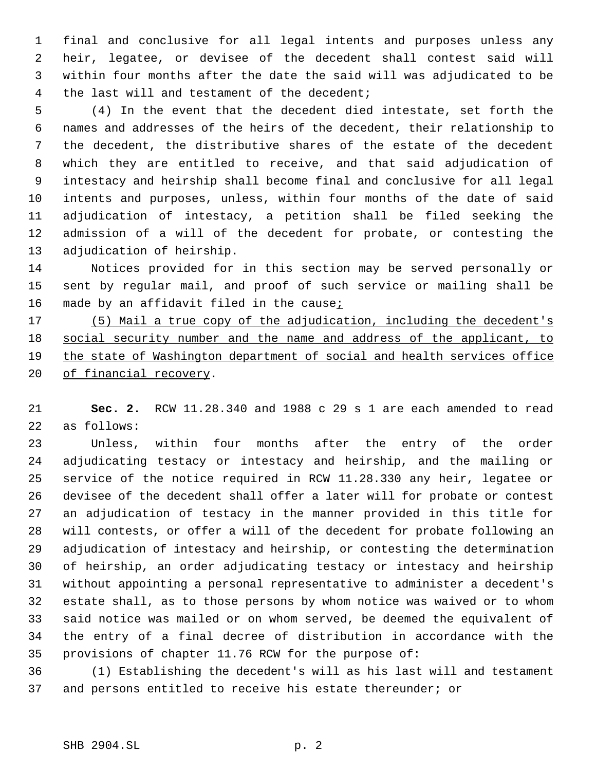final and conclusive for all legal intents and purposes unless any heir, legatee, or devisee of the decedent shall contest said will within four months after the date the said will was adjudicated to be the last will and testament of the decedent;

(4) In the event that the decedent died intestate, set forth the names and addresses of the heirs of the decedent, their relationship to the decedent, the distributive shares of the estate of the decedent which they are entitled to receive, and that said adjudication of intestacy and heirship shall become final and conclusive for all legal intents and purposes, unless, within four months of the date of said adjudication of intestacy, a petition shall be filed seeking the admission of a will of the decedent for probate, or contesting the adjudication of heirship.

Notices provided for in this section may be served personally or sent by regular mail, and proof of such service or mailing shall be made by an affidavit filed in the cause<u>;</u>

<u>(5) Mail a true copy of the adjudication, including the decedent's social security number and the name and address of the applicant, to the state of Washington department of social and health services office of financial recovery</u>.

**Sec. 2.** RCW 11.28.340 and 1988 c 29 s 1 are each amended to read as follows:

Unless, within four months after the entry of the order adjudicating testacy or intestacy and heirship, and the mailing or service of the notice required in RCW 11.28.330 any heir, legatee or devisee of the decedent shall offer a later will for probate or contest an adjudication of testacy in the manner provided in this title for will contests, or offer a will of the decedent for probate following an adjudication of intestacy and heirship, or contesting the determination of heirship, an order adjudicating testacy or intestacy and heirship without appointing a personal representative to administer a decedent's estate shall, as to those persons by whom notice was waived or to whom said notice was mailed or on whom served, be deemed the equivalent of the entry of a final decree of distribution in accordance with the provisions of chapter 11.76 RCW for the purpose of:

(1) Establishing the decedent's will as his last will and testament and persons entitled to receive his estate thereunder; or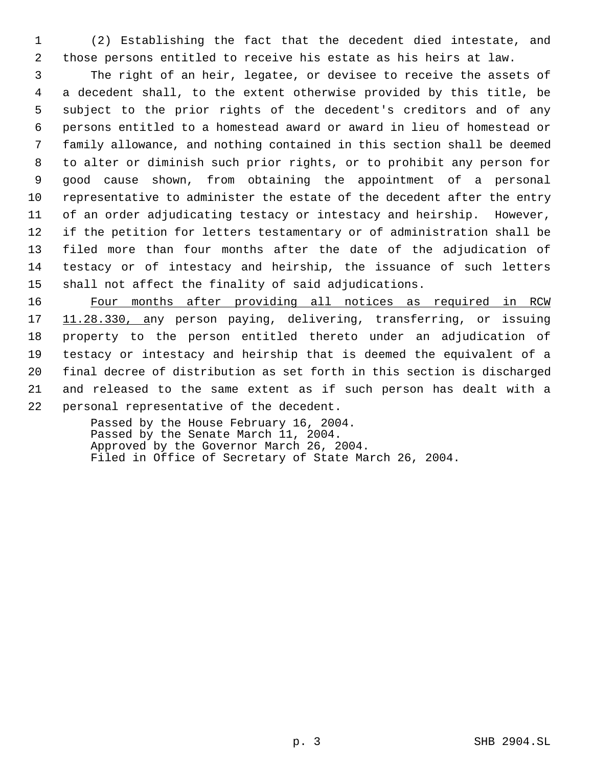(2) Establishing the fact that the decedent died intestate, and those persons entitled to receive his estate as his heirs at law.

The right of an heir, legatee, or devisee to receive the assets of a decedent shall, to the extent otherwise provided by this title, be subject to the prior rights of the decedent's creditors and of any persons entitled to a homestead award or award in lieu of homestead or family allowance, and nothing contained in this section shall be deemed to alter or diminish such prior rights, or to prohibit any person for good cause shown, from obtaining the appointment of a personal representative to administer the estate of the decedent after the entry of an order adjudicating testacy or intestacy and heirship. However, if the petition for letters testamentary or of administration shall be filed more than four months after the date of the adjudication of testacy or of intestacy and heirship, the issuance of such letters shall not affect the finality of said adjudications.

<u>Four months after providing all notices as required in RCW 11.28.330, a</u>ny person paying, delivering, transferring, or issuing property to the person entitled thereto under an adjudication of testacy or intestacy and heirship that is deemed the equivalent of a final decree of distribution as set forth in this section is discharged and released to the same extent as if such person has dealt with a personal representative of the decedent.

Passed by the House February 16, 2004.
Passed by the Senate March 11, 2004.
Approved by the Governor March 26, 2004.
Filed in Office of Secretary of State March 26, 2004.